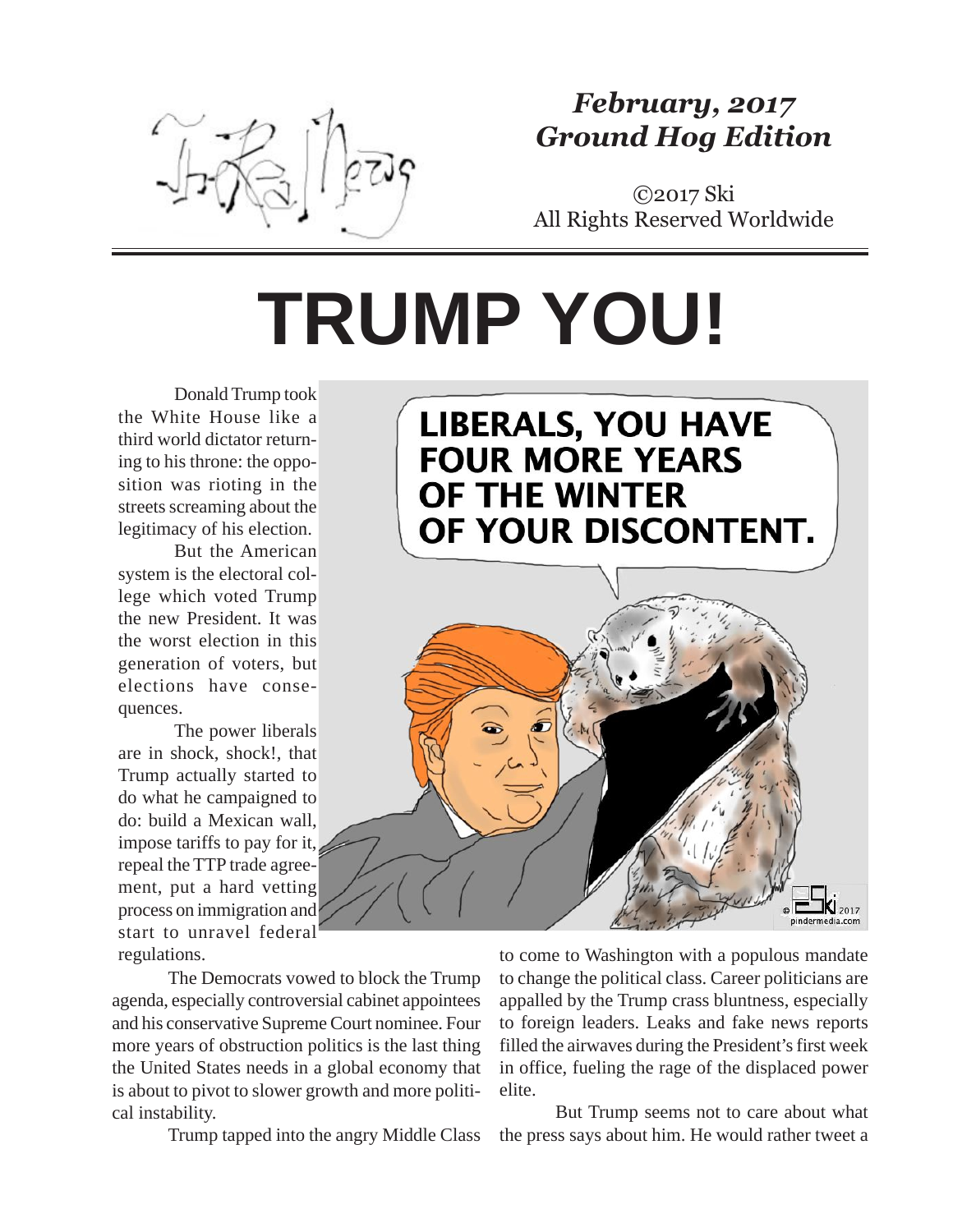The Real News

*February, 2017*
*Ground Hog Edition*

©2017 Ski
All Rights Reserved Worldwide

# TRUMP YOU!

Donald Trump took the White House like a third world dictator returning to his throne: the opposition was rioting in the streets screaming about the legitimacy of his election.

But the American system is the electoral college which voted Trump the new President. It was the worst election in this generation of voters, but elections have consequences.

The power liberals are in shock, shock!, that Trump actually started to do what he campaigned to do: build a Mexican wall, impose tariffs to pay for it, repeal the TTP trade agreement, put a hard vetting process on immigration and start to unravel federal regulations.

The Democrats vowed to block the Trump agenda, especially controversial cabinet appointees and his conservative Supreme Court nominee. Four more years of obstruction politics is the last thing the United States needs in a global economy that is about to pivot to slower growth and more political instability.

Trump tapped into the angry Middle Class to come to Washington with a populous mandate to change the political class. Career politicians are appalled by the Trump crass bluntness, especially to foreign leaders. Leaks and fake news reports filled the airwaves during the President's first week in office, fueling the rage of the displaced power elite.

But Trump seems not to care about what the press says about him. He would rather tweet a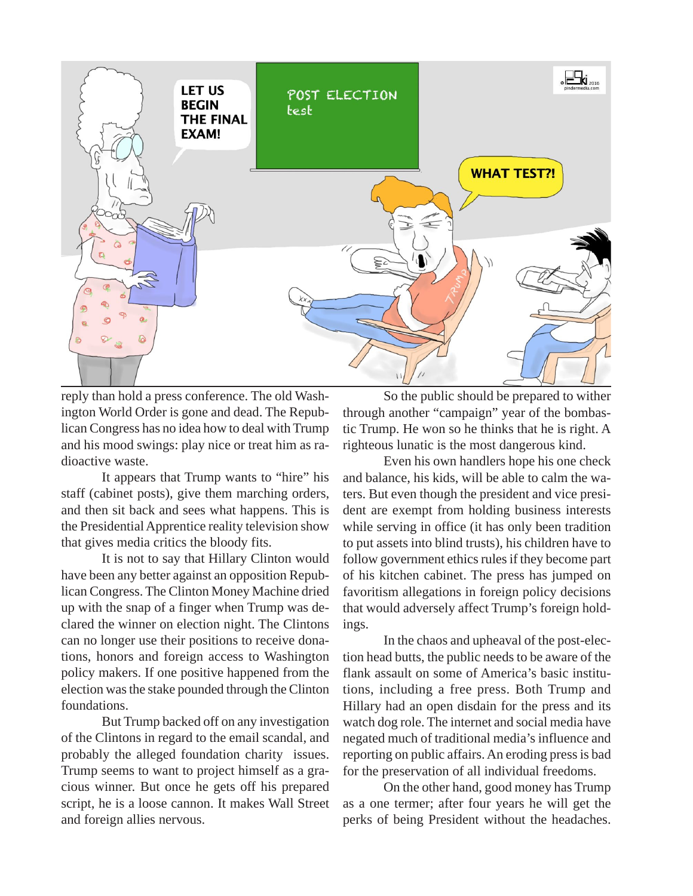reply than hold a press conference. The old Washington World Order is gone and dead. The Republican Congress has no idea how to deal with Trump and his mood swings: play nice or treat him as radioactive waste.

It appears that Trump wants to "hire" his staff (cabinet posts), give them marching orders, and then sit back and sees what happens. This is the Presidential Apprentice reality television show that gives media critics the bloody fits.

It is not to say that Hillary Clinton would have been any better against an opposition Republican Congress. The Clinton Money Machine dried up with the snap of a finger when Trump was declared the winner on election night. The Clintons can no longer use their positions to receive donations, honors and foreign access to Washington policy makers. If one positive happened from the election was the stake pounded through the Clinton foundations.

But Trump backed off on any investigation of the Clintons in regard to the email scandal, and probably the alleged foundation charity issues. Trump seems to want to project himself as a gracious winner. But once he gets off his prepared script, he is a loose cannon. It makes Wall Street and foreign allies nervous.

So the public should be prepared to wither through another "campaign" year of the bombastic Trump. He won so he thinks that he is right. A righteous lunatic is the most dangerous kind.

Even his own handlers hope his one check and balance, his kids, will be able to calm the waters. But even though the president and vice president are exempt from holding business interests while serving in office (it has only been tradition to put assets into blind trusts), his children have to follow government ethics rules if they become part of his kitchen cabinet. The press has jumped on favoritism allegations in foreign policy decisions that would adversely affect Trump's foreign holdings.

In the chaos and upheaval of the post-election head butts, the public needs to be aware of the flank assault on some of America's basic institutions, including a free press. Both Trump and Hillary had an open disdain for the press and its watch dog role. The internet and social media have negated much of traditional media's influence and reporting on public affairs. An eroding press is bad for the preservation of all individual freedoms.

On the other hand, good money has Trump as a one termer; after four years he will get the perks of being President without the headaches.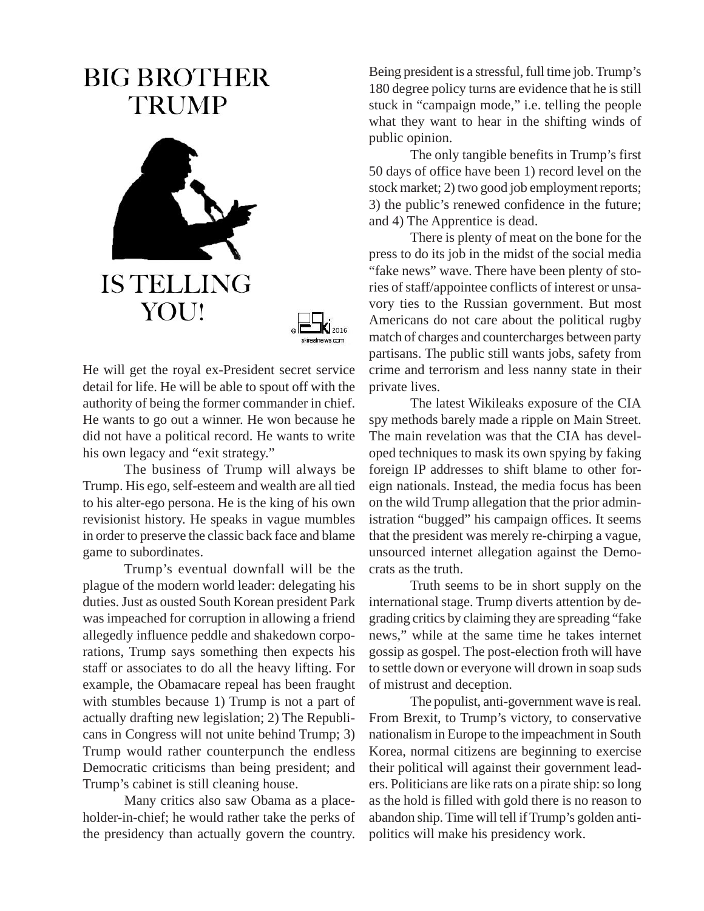# BIG BROTHER TRUMP IS TELLING YOU!

© eSki 2016
skiredrews.com

He will get the royal ex-President secret service detail for life. He will be able to spout off with the authority of being the former commander in chief. He wants to go out a winner. He won because he did not have a political record. He wants to write his own legacy and "exit strategy."

The business of Trump will always be Trump. His ego, self-esteem and wealth are all tied to his alter-ego persona. He is the king of his own revisionist history. He speaks in vague mumbles in order to preserve the classic back face and blame game to subordinates.

Trump's eventual downfall will be the plague of the modern world leader: delegating his duties. Just as ousted South Korean president Park was impeached for corruption in allowing a friend allegedly influence peddle and shakedown corporations, Trump says something then expects his staff or associates to do all the heavy lifting. For example, the Obamacare repeal has been fraught with stumbles because 1) Trump is not a part of actually drafting new legislation; 2) The Republicans in Congress will not unite behind Trump; 3) Trump would rather counterpunch the endless Democratic criticisms than being president; and Trump's cabinet is still cleaning house.

Many critics also saw Obama as a placeholder-in-chief; he would rather take the perks of the presidency than actually govern the country. Being president is a stressful, full time job. Trump's 180 degree policy turns are evidence that he is still stuck in "campaign mode," i.e. telling the people what they want to hear in the shifting winds of public opinion.

The only tangible benefits in Trump's first 50 days of office have been 1) record level on the stock market; 2) two good job employment reports; 3) the public's renewed confidence in the future; and 4) The Apprentice is dead.

There is plenty of meat on the bone for the press to do its job in the midst of the social media "fake news" wave. There have been plenty of stories of staff/appointee conflicts of interest or unsavory ties to the Russian government. But most Americans do not care about the political rugby match of charges and countercharges between party partisans. The public still wants jobs, safety from crime and terrorism and less nanny state in their private lives.

The latest Wikileaks exposure of the CIA spy methods barely made a ripple on Main Street. The main revelation was that the CIA has developed techniques to mask its own spying by faking foreign IP addresses to shift blame to other foreign nationals. Instead, the media focus has been on the wild Trump allegation that the prior administration "bugged" his campaign offices. It seems that the president was merely re-chirping a vague, unsourced internet allegation against the Democrats as the truth.

Truth seems to be in short supply on the international stage. Trump diverts attention by degrading critics by claiming they are spreading "fake news," while at the same time he takes internet gossip as gospel. The post-election froth will have to settle down or everyone will drown in soap suds of mistrust and deception.

The populist, anti-government wave is real. From Brexit, to Trump's victory, to conservative nationalism in Europe to the impeachment in South Korea, normal citizens are beginning to exercise their political will against their government leaders. Politicians are like rats on a pirate ship: so long as the hold is filled with gold there is no reason to abandon ship. Time will tell if Trump's golden anti-politics will make his presidency work.